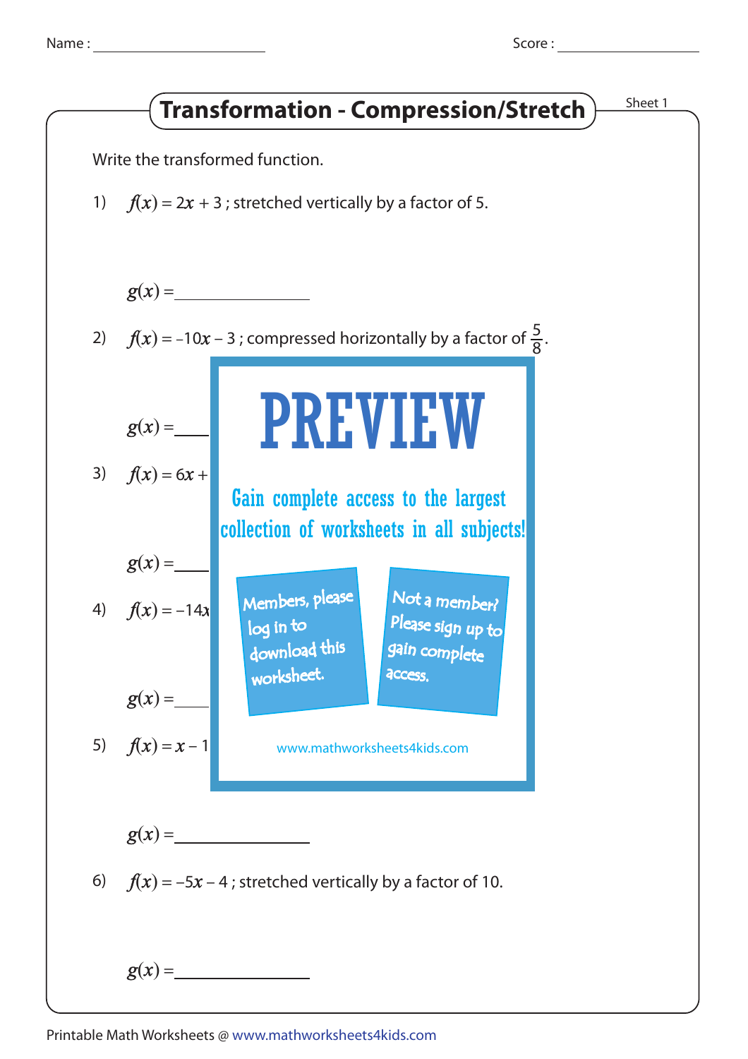Name : ____________________ Score : ____________________

# Transformation - Compression/Stretch

Sheet 1

Write the transformed function.

1) $f(x) = 2x + 3$ ; stretched vertically by a factor of 5.

$g(x) =$ ______________

2) $f(x) = -10x - 3$ ; compressed horizontally by a factor of $\frac{5}{8}$.

$g(x) =$ ____

3) $f(x) = 6x +$

$g(x) =$ ____

4) $f(x) = -14x$

$g(x) =$ ____

5) $f(x) = x - 1$

**PREVIEW**

Gain complete access to the largest collection of worksheets in all subjects!

Members, please log in to download this worksheet.

Not a member? Please sign up to gain complete access.

www.mathworksheets4kids.com

$g(x) =$ ______________

6) $f(x) = -5x - 4$ ; stretched vertically by a factor of 10.

$g(x) =$ ______________

Printable Math Worksheets @ www.mathworksheets4kids.com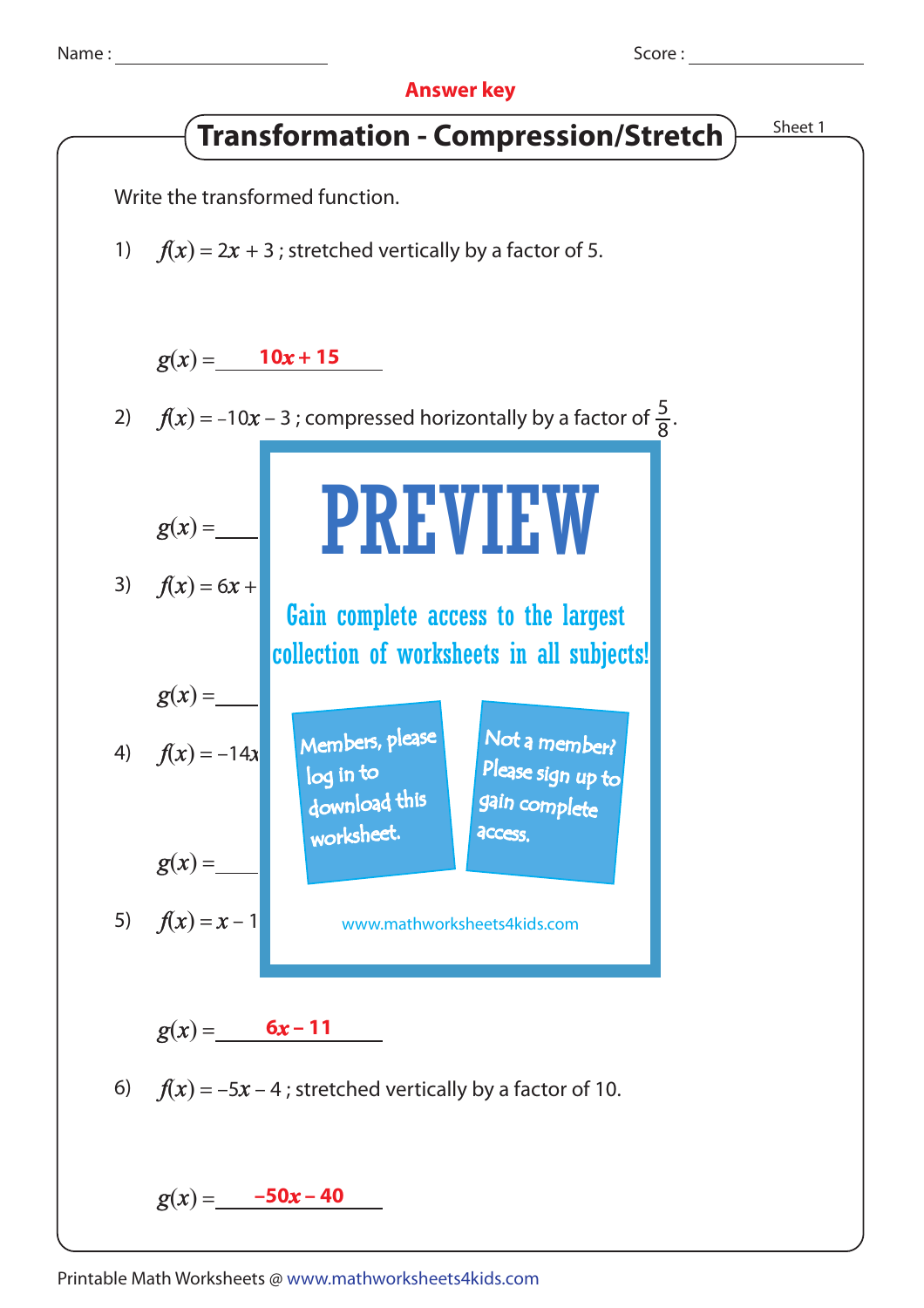Name : ______________________ Score : ______________________

**Answer key**

# Transformation - Compression/Stretch

Sheet 1

Write the transformed function.

1) $f(x) = 2x + 3$ ; stretched vertically by a factor of 5.

$g(x) =$ **$10x + 15$**

2) $f(x) = -10x - 3$ ; compressed horizontally by a factor of $\frac{5}{8}$.

$g(x) =$

3) $f(x) = 6x +$

$g(x) =$

4) $f(x) = -14x$

$g(x) =$

5) $f(x) = x - 1$

$g(x) =$ **$6x - 11$**

6) $f(x) = -5x - 4$ ; stretched vertically by a factor of 10.

$g(x) =$ **$-50x - 40$**

PREVIEW

Gain complete access to the largest collection of worksheets in all subjects!

Members, please log in to download this worksheet.

Not a member? Please sign up to gain complete access.

www.mathworksheets4kids.com

Printable Math Worksheets @ www.mathworksheets4kids.com